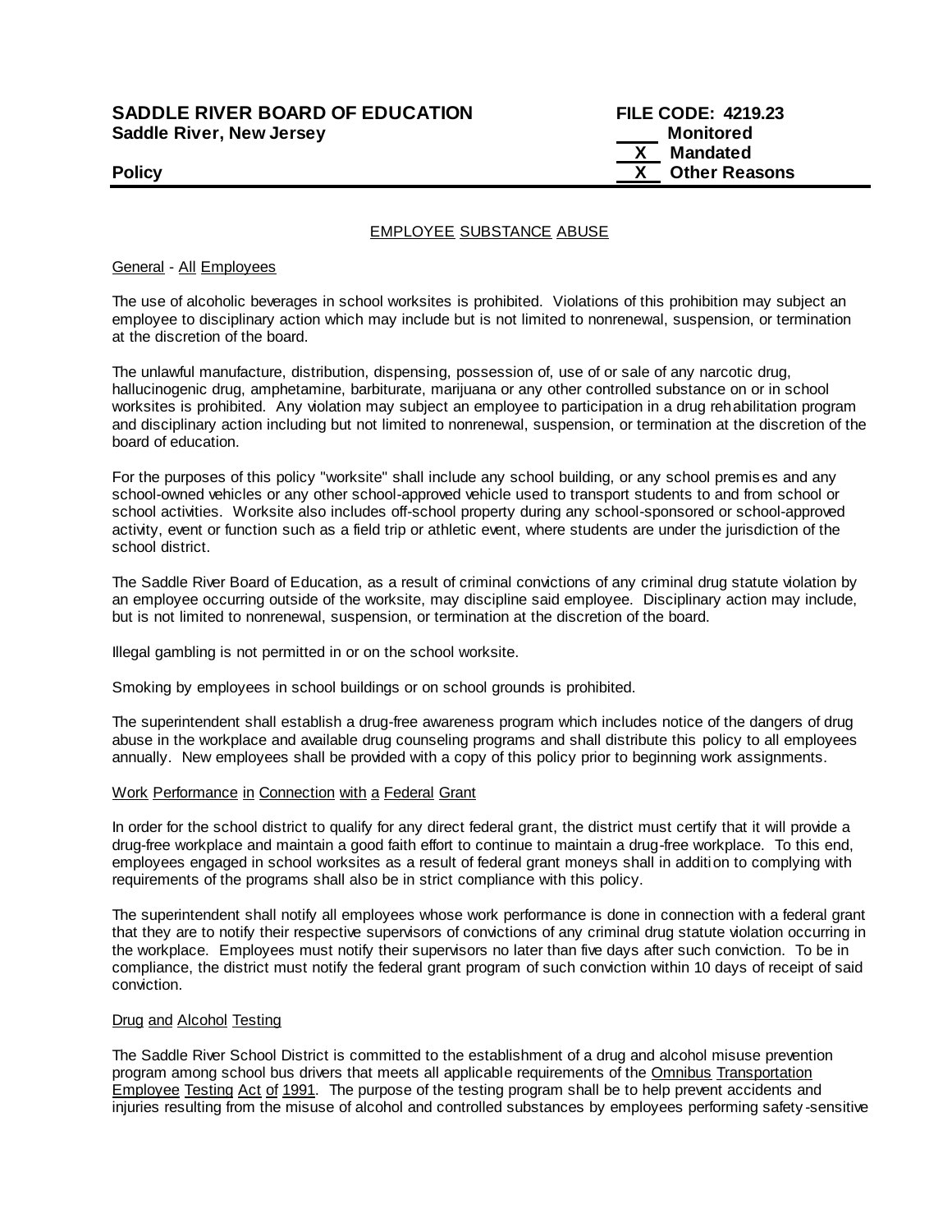**SADDLE RIVER BOARD OF EDUCATION**
**Saddle River, New Jersey**

**Policy**

**FILE CODE: 4219.23**
____ **Monitored**
__X__ **Mandated**
__X__ **Other Reasons**

EMPLOYEE SUBSTANCE ABUSE

General - All Employees

The use of alcoholic beverages in school worksites is prohibited. Violations of this prohibition may subject an employee to disciplinary action which may include but is not limited to nonrenewal, suspension, or termination at the discretion of the board.

The unlawful manufacture, distribution, dispensing, possession of, use of or sale of any narcotic drug, hallucinogenic drug, amphetamine, barbiturate, marijuana or any other controlled substance on or in school worksites is prohibited. Any violation may subject an employee to participation in a drug rehabilitation program and disciplinary action including but not limited to nonrenewal, suspension, or termination at the discretion of the board of education.

For the purposes of this policy "worksite" shall include any school building, or any school premises and any school-owned vehicles or any other school-approved vehicle used to transport students to and from school or school activities. Worksite also includes off-school property during any school-sponsored or school-approved activity, event or function such as a field trip or athletic event, where students are under the jurisdiction of the school district.

The Saddle River Board of Education, as a result of criminal convictions of any criminal drug statute violation by an employee occurring outside of the worksite, may discipline said employee. Disciplinary action may include, but is not limited to nonrenewal, suspension, or termination at the discretion of the board.

Illegal gambling is not permitted in or on the school worksite.

Smoking by employees in school buildings or on school grounds is prohibited.

The superintendent shall establish a drug-free awareness program which includes notice of the dangers of drug abuse in the workplace and available drug counseling programs and shall distribute this policy to all employees annually. New employees shall be provided with a copy of this policy prior to beginning work assignments.

Work Performance in Connection with a Federal Grant

In order for the school district to qualify for any direct federal grant, the district must certify that it will provide a drug-free workplace and maintain a good faith effort to continue to maintain a drug-free workplace. To this end, employees engaged in school worksites as a result of federal grant moneys shall in addition to complying with requirements of the programs shall also be in strict compliance with this policy.

The superintendent shall notify all employees whose work performance is done in connection with a federal grant that they are to notify their respective supervisors of convictions of any criminal drug statute violation occurring in the workplace. Employees must notify their supervisors no later than five days after such conviction. To be in compliance, the district must notify the federal grant program of such conviction within 10 days of receipt of said conviction.

Drug and Alcohol Testing

The Saddle River School District is committed to the establishment of a drug and alcohol misuse prevention program among school bus drivers that meets all applicable requirements of the Omnibus Transportation Employee Testing Act of 1991. The purpose of the testing program shall be to help prevent accidents and injuries resulting from the misuse of alcohol and controlled substances by employees performing safety-sensitive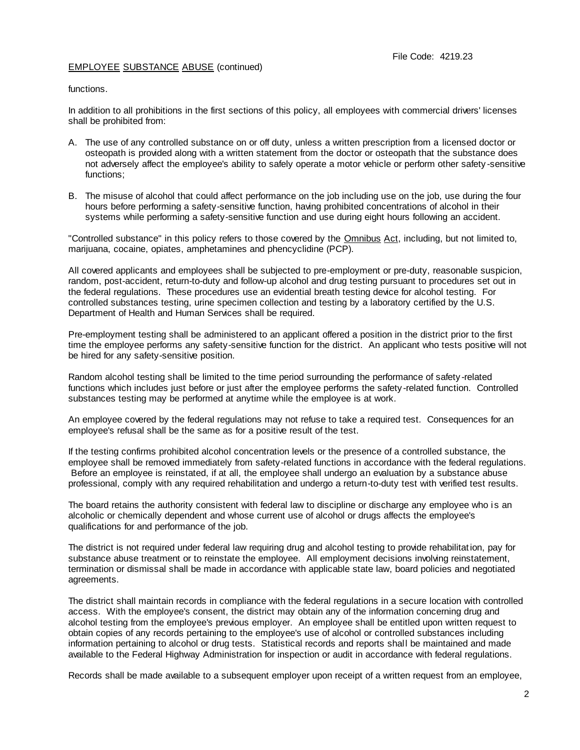functions.

In addition to all prohibitions in the first sections of this policy, all employees with commercial drivers' licenses shall be prohibited from:

A. The use of any controlled substance on or off duty, unless a written prescription from a licensed doctor or osteopath is provided along with a written statement from the doctor or osteopath that the substance does not adversely affect the employee's ability to safely operate a motor vehicle or perform other safety-sensitive functions;

B. The misuse of alcohol that could affect performance on the job including use on the job, use during the four hours before performing a safety-sensitive function, having prohibited concentrations of alcohol in their systems while performing a safety-sensitive function and use during eight hours following an accident.

"Controlled substance" in this policy refers to those covered by the Omnibus Act, including, but not limited to, marijuana, cocaine, opiates, amphetamines and phencyclidine (PCP).

All covered applicants and employees shall be subjected to pre-employment or pre-duty, reasonable suspicion, random, post-accident, return-to-duty and follow-up alcohol and drug testing pursuant to procedures set out in the federal regulations. These procedures use an evidential breath testing device for alcohol testing. For controlled substances testing, urine specimen collection and testing by a laboratory certified by the U.S. Department of Health and Human Services shall be required.

Pre-employment testing shall be administered to an applicant offered a position in the district prior to the first time the employee performs any safety-sensitive function for the district. An applicant who tests positive will not be hired for any safety-sensitive position.

Random alcohol testing shall be limited to the time period surrounding the performance of safety-related functions which includes just before or just after the employee performs the safety-related function. Controlled substances testing may be performed at anytime while the employee is at work.

An employee covered by the federal regulations may not refuse to take a required test. Consequences for an employee's refusal shall be the same as for a positive result of the test.

If the testing confirms prohibited alcohol concentration levels or the presence of a controlled substance, the employee shall be removed immediately from safety-related functions in accordance with the federal regulations. Before an employee is reinstated, if at all, the employee shall undergo an evaluation by a substance abuse professional, comply with any required rehabilitation and undergo a return-to-duty test with verified test results.

The board retains the authority consistent with federal law to discipline or discharge any employee who is an alcoholic or chemically dependent and whose current use of alcohol or drugs affects the employee's qualifications for and performance of the job.

The district is not required under federal law requiring drug and alcohol testing to provide rehabilitation, pay for substance abuse treatment or to reinstate the employee. All employment decisions involving reinstatement, termination or dismissal shall be made in accordance with applicable state law, board policies and negotiated agreements.

The district shall maintain records in compliance with the federal regulations in a secure location with controlled access. With the employee's consent, the district may obtain any of the information concerning drug and alcohol testing from the employee's previous employer. An employee shall be entitled upon written request to obtain copies of any records pertaining to the employee's use of alcohol or controlled substances including information pertaining to alcohol or drug tests. Statistical records and reports shall be maintained and made available to the Federal Highway Administration for inspection or audit in accordance with federal regulations.

Records shall be made available to a subsequent employer upon receipt of a written request from an employee,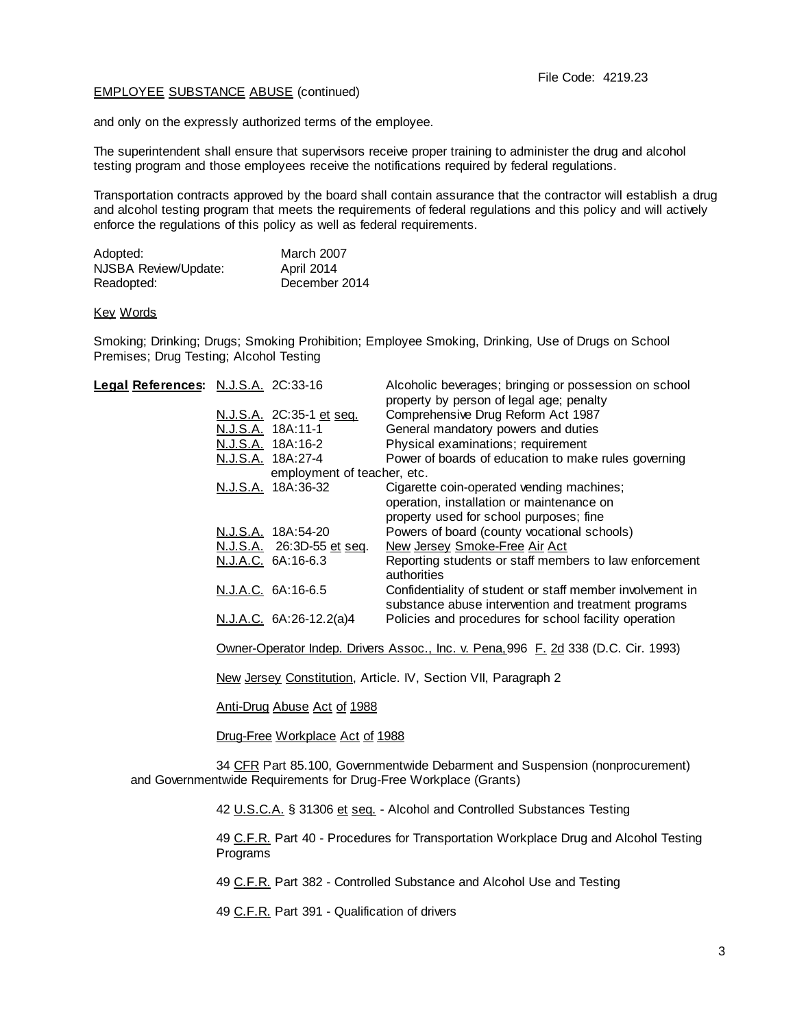File Code: 4219.23

EMPLOYEE SUBSTANCE ABUSE (continued)

and only on the expressly authorized terms of the employee.

The superintendent shall ensure that supervisors receive proper training to administer the drug and alcohol testing program and those employees receive the notifications required by federal regulations.

Transportation contracts approved by the board shall contain assurance that the contractor will establish a drug and alcohol testing program that meets the requirements of federal regulations and this policy and will actively enforce the regulations of this policy as well as federal requirements.

| | |
|---|---|
| Adopted: | March 2007 |
| NJSBA Review/Update: | April 2014 |
| Readopted: | December 2014 |

Key Words

Smoking; Drinking; Drugs; Smoking Prohibition; Employee Smoking, Drinking, Use of Drugs on School Premises; Drug Testing; Alcohol Testing

**Legal References:**

| | |
|---|---|
| N.J.S.A. 2C:33-16 | Alcoholic beverages; bringing or possession on school property by person of legal age; penalty |
| N.J.S.A. 2C:35-1 et seq. | Comprehensive Drug Reform Act 1987 |
| N.J.S.A. 18A:11-1 | General mandatory powers and duties |
| N.J.S.A. 18A:16-2 | Physical examinations; requirement |
| N.J.S.A. 18A:27-4 | Power of boards of education to make rules governing employment of teacher, etc. |
| N.J.S.A. 18A:36-32 | Cigarette coin-operated vending machines; operation, installation or maintenance on property used for school purposes; fine |
| N.J.S.A. 18A:54-20 | Powers of board (county vocational schools) |
| N.J.S.A. 26:3D-55 et seq. | New Jersey Smoke-Free Air Act |
| N.J.A.C. 6A:16-6.3 | Reporting students or staff members to law enforcement authorities |
| N.J.A.C. 6A:16-6.5 | Confidentiality of student or staff member involvement in substance abuse intervention and treatment programs |
| N.J.A.C. 6A:26-12.2(a)4 | Policies and procedures for school facility operation |

Owner-Operator Indep. Drivers Assoc., Inc. v. Pena, 996 F. 2d 338 (D.C. Cir. 1993)

New Jersey Constitution, Article. IV, Section VII, Paragraph 2

Anti-Drug Abuse Act of 1988

Drug-Free Workplace Act of 1988

34 CFR Part 85.100, Governmentwide Debarment and Suspension (nonprocurement) and Governmentwide Requirements for Drug-Free Workplace (Grants)

42 U.S.C.A. § 31306 et seq. - Alcohol and Controlled Substances Testing

49 C.F.R. Part 40 - Procedures for Transportation Workplace Drug and Alcohol Testing Programs

49 C.F.R. Part 382 - Controlled Substance and Alcohol Use and Testing

49 C.F.R. Part 391 - Qualification of drivers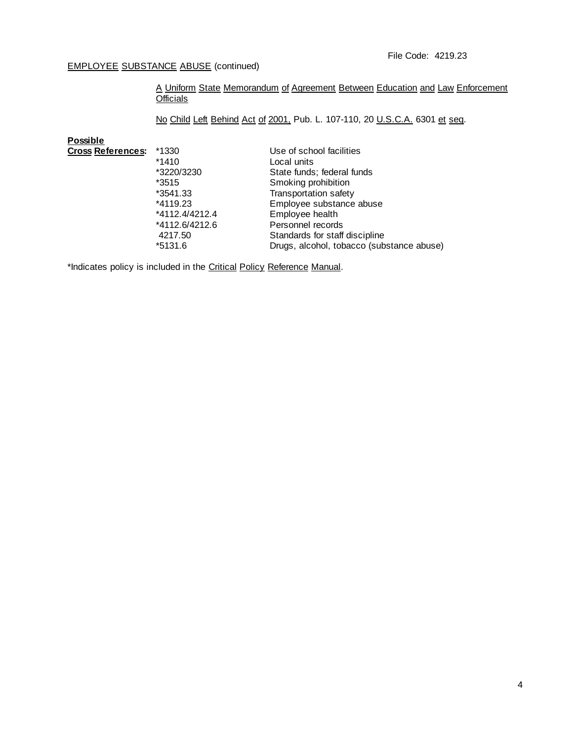File Code: 4219.23

EMPLOYEE SUBSTANCE ABUSE (continued)

A Uniform State Memorandum of Agreement Between Education and Law Enforcement Officials

No Child Left Behind Act of 2001, Pub. L. 107-110, 20 U.S.C.A. 6301 et seq.

**Possible Cross References:**

| | |
|---|---|
| *1330 | Use of school facilities |
| *1410 | Local units |
| *3220/3230 | State funds; federal funds |
| *3515 | Smoking prohibition |
| *3541.33 | Transportation safety |
| *4119.23 | Employee substance abuse |
| *4112.4/4212.4 | Employee health |
| *4112.6/4212.6 | Personnel records |
| 4217.50 | Standards for staff discipline |
| *5131.6 | Drugs, alcohol, tobacco (substance abuse) |

*Indicates policy is included in the Critical Policy Reference Manual.